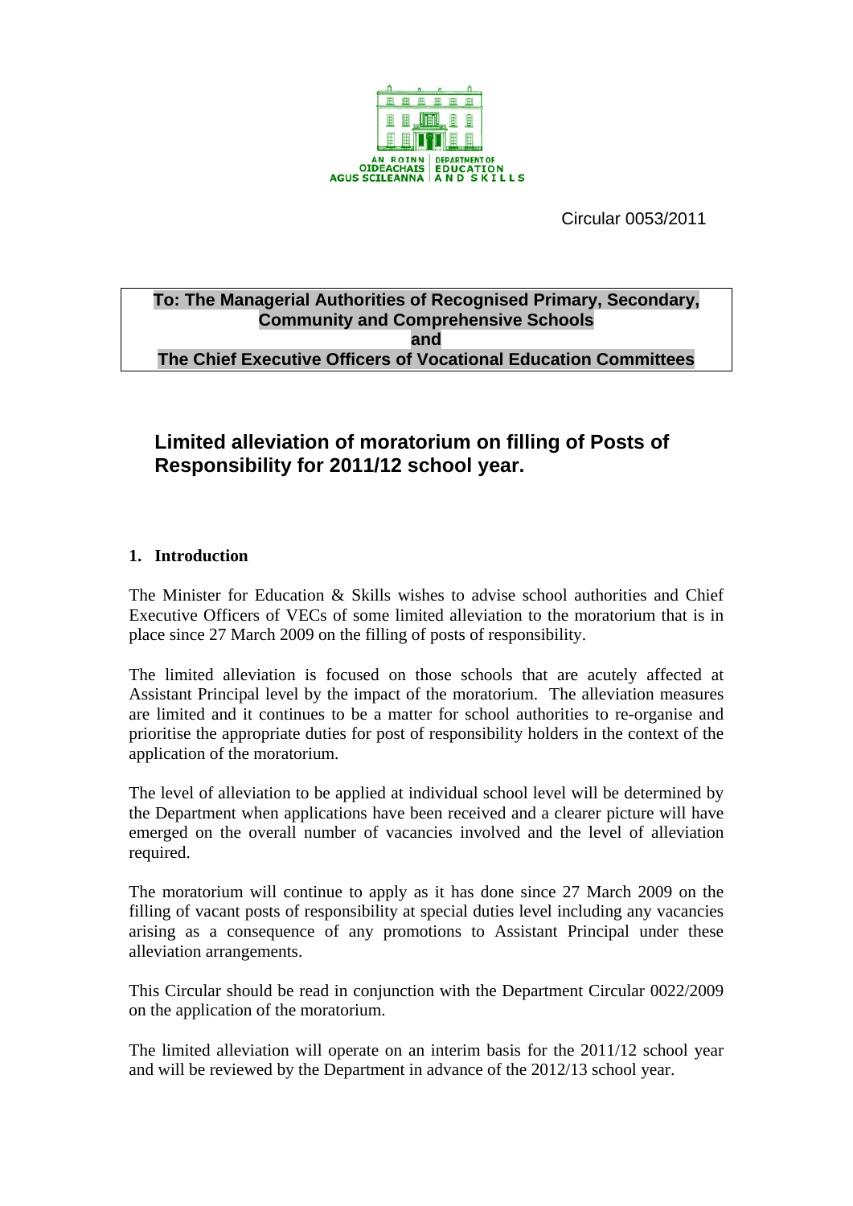AN ROINN OIDEACHAIS AGUS SCILEANNA | DEPARTMENT OF EDUCATION AND SKILLS

Circular 0053/2011

**To: The Managerial Authorities of Recognised Primary, Secondary, Community and Comprehensive Schools**
**and**
**The Chief Executive Officers of Vocational Education Committees**

# Limited alleviation of moratorium on filling of Posts of Responsibility for 2011/12 school year.

## 1. Introduction

The Minister for Education & Skills wishes to advise school authorities and Chief Executive Officers of VECs of some limited alleviation to the moratorium that is in place since 27 March 2009 on the filling of posts of responsibility.

The limited alleviation is focused on those schools that are acutely affected at Assistant Principal level by the impact of the moratorium. The alleviation measures are limited and it continues to be a matter for school authorities to re-organise and prioritise the appropriate duties for post of responsibility holders in the context of the application of the moratorium.

The level of alleviation to be applied at individual school level will be determined by the Department when applications have been received and a clearer picture will have emerged on the overall number of vacancies involved and the level of alleviation required.

The moratorium will continue to apply as it has done since 27 March 2009 on the filling of vacant posts of responsibility at special duties level including any vacancies arising as a consequence of any promotions to Assistant Principal under these alleviation arrangements.

This Circular should be read in conjunction with the Department Circular 0022/2009 on the application of the moratorium.

The limited alleviation will operate on an interim basis for the 2011/12 school year and will be reviewed by the Department in advance of the 2012/13 school year.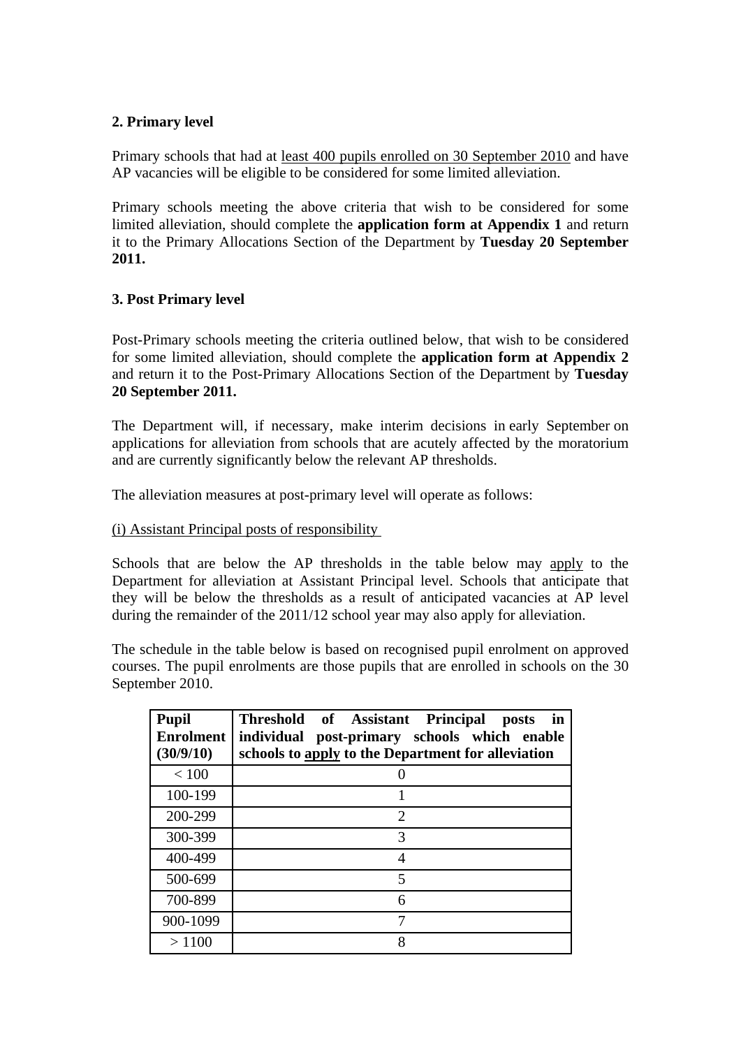## 2. Primary level

Primary schools that had at least 400 pupils enrolled on 30 September 2010 and have AP vacancies will be eligible to be considered for some limited alleviation.

Primary schools meeting the above criteria that wish to be considered for some limited alleviation, should complete the **application form at Appendix 1** and return it to the Primary Allocations Section of the Department by **Tuesday 20 September 2011.**

## 3. Post Primary level

Post-Primary schools meeting the criteria outlined below, that wish to be considered for some limited alleviation, should complete the **application form at Appendix 2** and return it to the Post-Primary Allocations Section of the Department by **Tuesday 20 September 2011.**

The Department will, if necessary, make interim decisions in early September on applications for alleviation from schools that are acutely affected by the moratorium and are currently significantly below the relevant AP thresholds.

The alleviation measures at post-primary level will operate as follows:

(i) Assistant Principal posts of responsibility

Schools that are below the AP thresholds in the table below may apply to the Department for alleviation at Assistant Principal level. Schools that anticipate that they will be below the thresholds as a result of anticipated vacancies at AP level during the remainder of the 2011/12 school year may also apply for alleviation.

The schedule in the table below is based on recognised pupil enrolment on approved courses. The pupil enrolments are those pupils that are enrolled in schools on the 30 September 2010.

| **Pupil Enrolment (30/9/10)** | **Threshold of Assistant Principal posts in individual post-primary schools which enable schools to apply to the Department for alleviation** |
|---|---|
| < 100 | 0 |
| 100-199 | 1 |
| 200-299 | 2 |
| 300-399 | 3 |
| 400-499 | 4 |
| 500-699 | 5 |
| 700-899 | 6 |
| 900-1099 | 7 |
| > 1100 | 8 |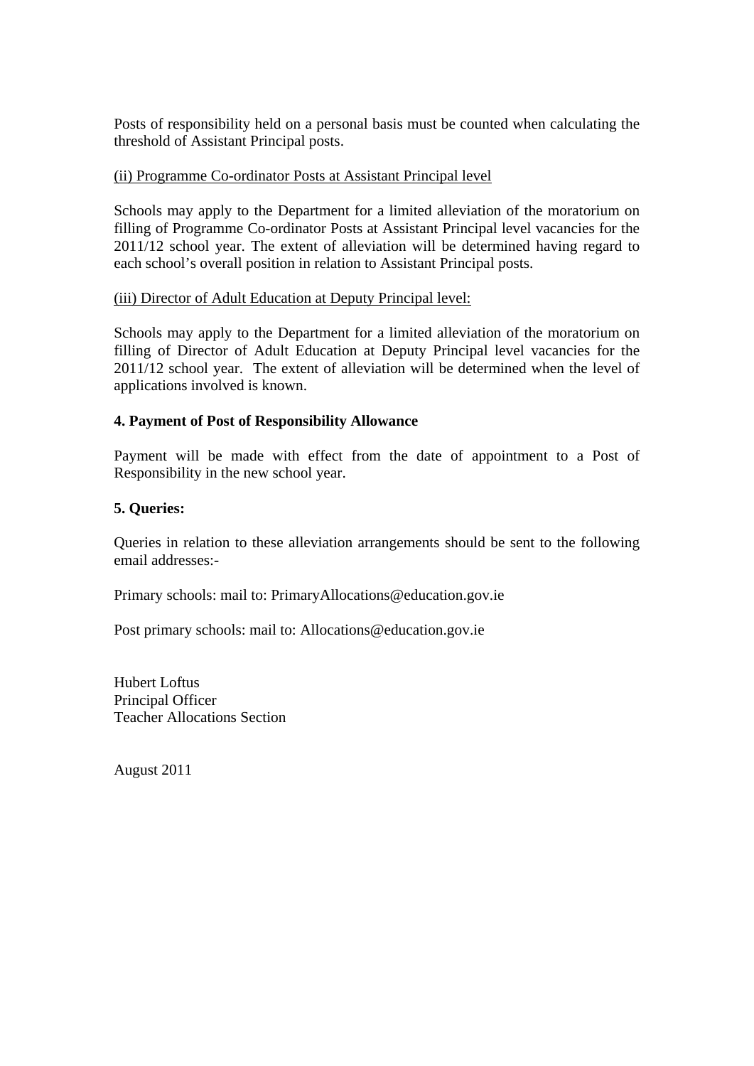Posts of responsibility held on a personal basis must be counted when calculating the threshold of Assistant Principal posts.

(ii) Programme Co-ordinator Posts at Assistant Principal level

Schools may apply to the Department for a limited alleviation of the moratorium on filling of Programme Co-ordinator Posts at Assistant Principal level vacancies for the 2011/12 school year. The extent of alleviation will be determined having regard to each school's overall position in relation to Assistant Principal posts.

(iii) Director of Adult Education at Deputy Principal level:

Schools may apply to the Department for a limited alleviation of the moratorium on filling of Director of Adult Education at Deputy Principal level vacancies for the 2011/12 school year. The extent of alleviation will be determined when the level of applications involved is known.

**4. Payment of Post of Responsibility Allowance**

Payment will be made with effect from the date of appointment to a Post of Responsibility in the new school year.

**5. Queries:**

Queries in relation to these alleviation arrangements should be sent to the following email addresses:-

Primary schools: mail to: PrimaryAllocations@education.gov.ie

Post primary schools: mail to: Allocations@education.gov.ie

Hubert Loftus
Principal Officer
Teacher Allocations Section

August 2011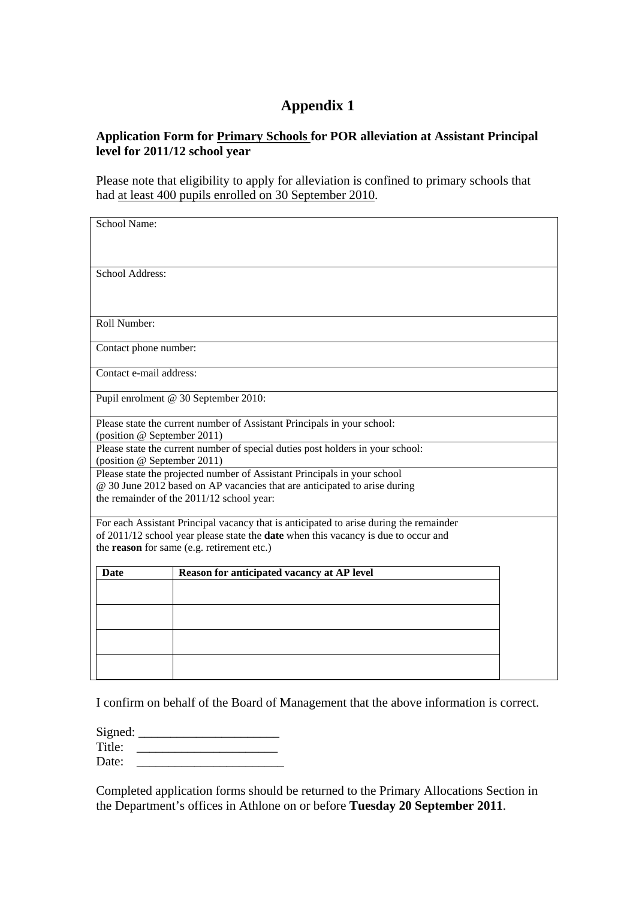# Appendix 1

**Application Form for <u>Primary Schools</u> for POR alleviation at Assistant Principal level for 2011/12 school year**

Please note that eligibility to apply for alleviation is confined to primary schools that had <u>at least 400 pupils enrolled on 30 September 2010</u>.

| |
|---|
| School Name: |
| School Address: |
| Roll Number: |
| Contact phone number: |
| Contact e-mail address: |
| Pupil enrolment @ 30 September 2010: |
| Please state the current number of Assistant Principals in your school: (position @ September 2011) |
| Please state the current number of special duties post holders in your school: (position @ September 2011) |
| Please state the projected number of Assistant Principals in your school @ 30 June 2012 based on AP vacancies that are anticipated to arise during the remainder of the 2011/12 school year: |
| For each Assistant Principal vacancy that is anticipated to arise during the remainder of 2011/12 school year please state the **date** when this vacancy is due to occur and the **reason** for same (e.g. retirement etc.) |

| **Date** | **Reason for anticipated vacancy at AP level** |
|---|---|
| | |
| | |
| | |
| | |

I confirm on behalf of the Board of Management that the above information is correct.

Signed: ______________________
Title: ______________________
Date: ________________________

Completed application forms should be returned to the Primary Allocations Section in the Department's offices in Athlone on or before **Tuesday 20 September 2011**.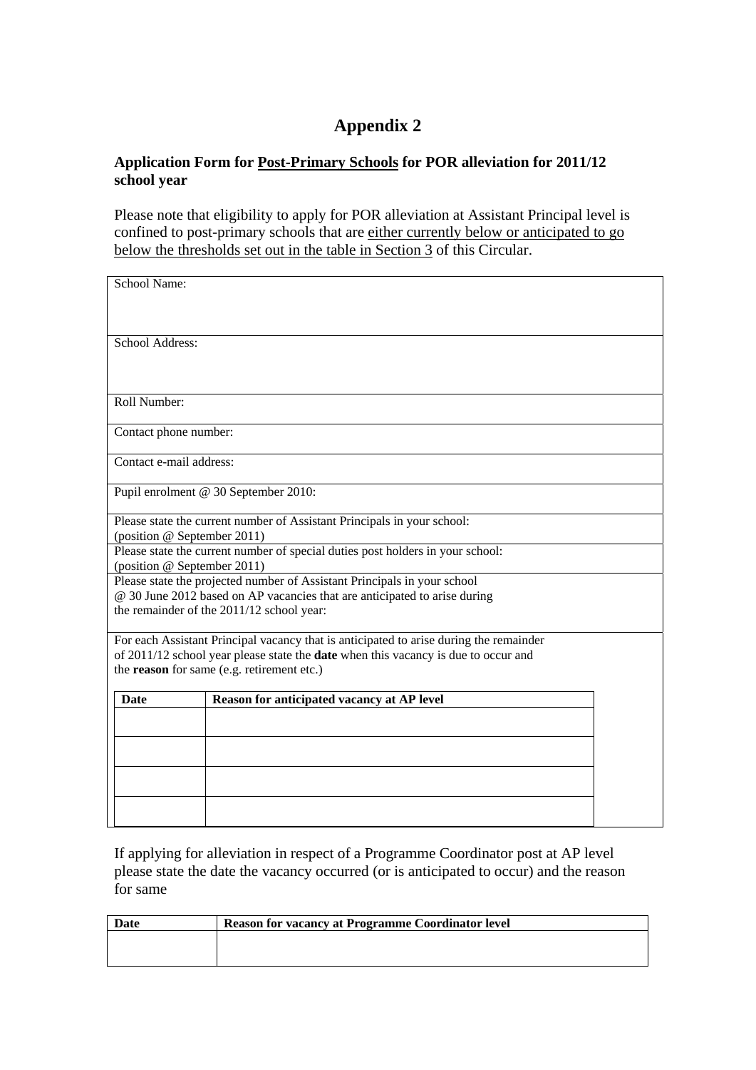# Appendix 2

**Application Form for <u>Post-Primary Schools</u> for POR alleviation for 2011/12 school year**

Please note that eligibility to apply for POR alleviation at Assistant Principal level is confined to post-primary schools that are <u>either currently below or anticipated to go below the thresholds set out in the table in Section 3</u> of this Circular.

| School Name: |
|---|
| School Address: |
| Roll Number: |
| Contact phone number: |
| Contact e-mail address: |
| Pupil enrolment @ 30 September 2010: |
| Please state the current number of Assistant Principals in your school: (position @ September 2011) |
| Please state the current number of special duties post holders in your school: (position @ September 2011) |
| Please state the projected number of Assistant Principals in your school @ 30 June 2012 based on AP vacancies that are anticipated to arise during the remainder of the 2011/12 school year: |
| For each Assistant Principal vacancy that is anticipated to arise during the remainder of 2011/12 school year please state the **date** when this vacancy is due to occur and the **reason** for same (e.g. retirement etc.) |

| Date | Reason for anticipated vacancy at AP level |
|---|---|
| | |
| | |
| | |
| | |

If applying for alleviation in respect of a Programme Coordinator post at AP level please state the date the vacancy occurred (or is anticipated to occur) and the reason for same

| Date | Reason for vacancy at Programme Coordinator level |
|---|---|
| | |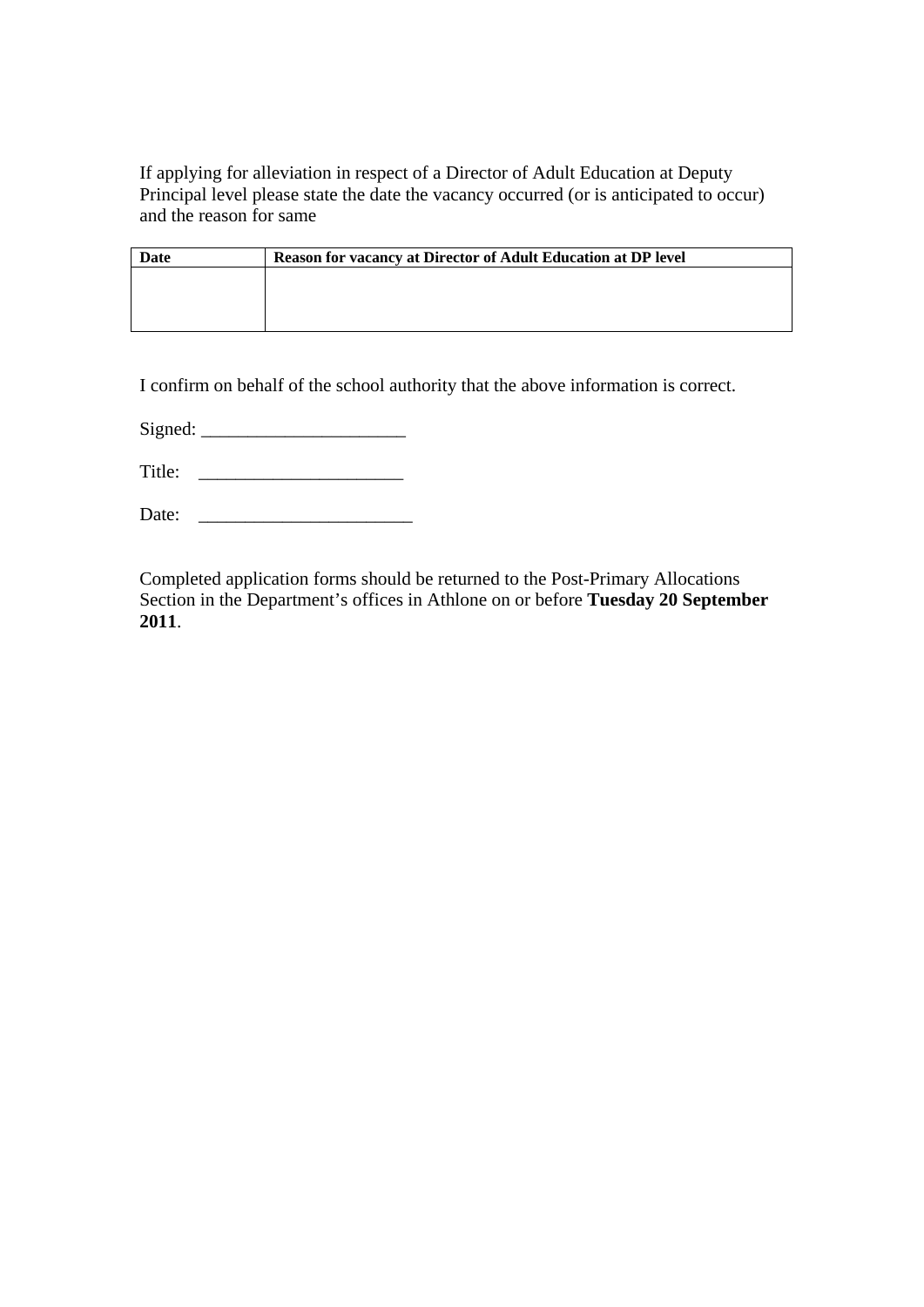If applying for alleviation in respect of a Director of Adult Education at Deputy Principal level please state the date the vacancy occurred (or is anticipated to occur) and the reason for same

| Date | Reason for vacancy at Director of Adult Education at DP level |
|---|---|
| | |

I confirm on behalf of the school authority that the above information is correct.

Signed: ______________________

Title: ______________________

Date: ______________________

Completed application forms should be returned to the Post-Primary Allocations Section in the Department's offices in Athlone on or before **Tuesday 20 September 2011**.